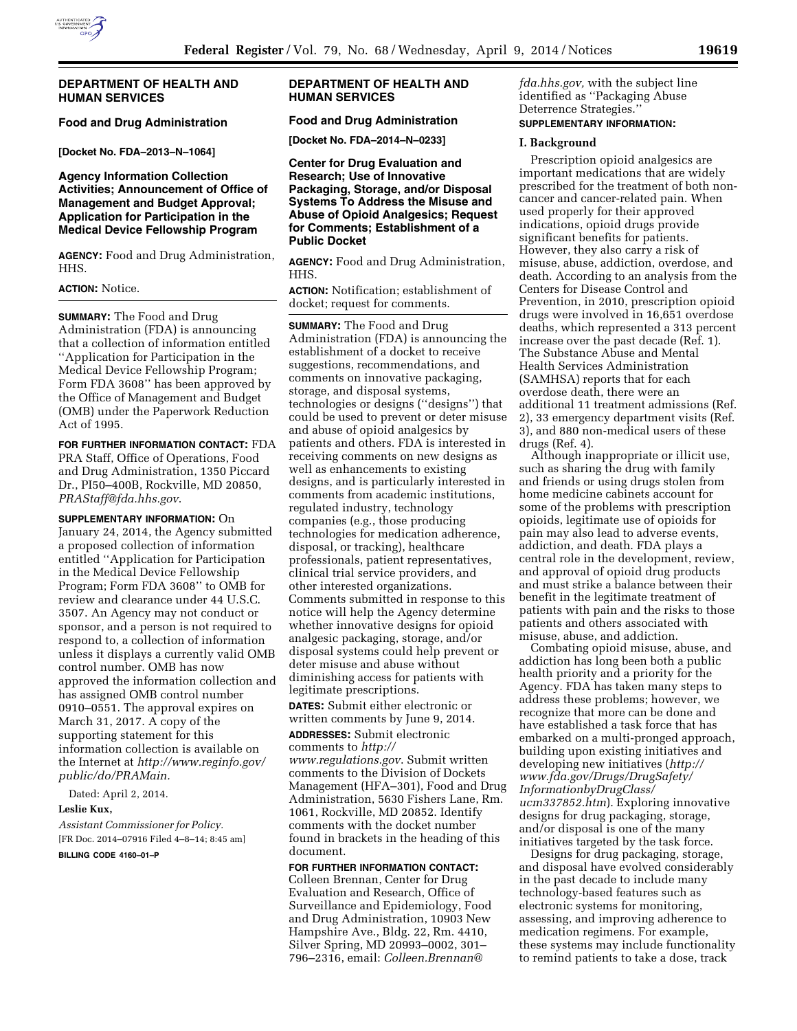## DEPARTMENT OF HEALTH AND HUMAN SERVICES

### Food and Drug Administration

**[Docket No. FDA–2013–N–1064]**

### Agency Information Collection Activities; Announcement of Office of Management and Budget Approval; Application for Participation in the Medical Device Fellowship Program

**AGENCY:** Food and Drug Administration, HHS.

**ACTION:** Notice.

**SUMMARY:** The Food and Drug Administration (FDA) is announcing that a collection of information entitled ''Application for Participation in the Medical Device Fellowship Program; Form FDA 3608'' has been approved by the Office of Management and Budget (OMB) under the Paperwork Reduction Act of 1995.

**FOR FURTHER INFORMATION CONTACT:** FDA PRA Staff, Office of Operations, Food and Drug Administration, 1350 Piccard Dr., PI50–400B, Rockville, MD 20850, *PRAStaff@fda.hhs.gov*.

**SUPPLEMENTARY INFORMATION:** On January 24, 2014, the Agency submitted a proposed collection of information entitled ''Application for Participation in the Medical Device Fellowship Program; Form FDA 3608'' to OMB for review and clearance under 44 U.S.C. 3507. An Agency may not conduct or sponsor, and a person is not required to respond to, a collection of information unless it displays a currently valid OMB control number. OMB has now approved the information collection and has assigned OMB control number 0910–0551. The approval expires on March 31, 2017. A copy of the supporting statement for this information collection is available on the Internet at *http://www.reginfo.gov/public/do/PRAMain.*

Dated: April 2, 2014.

**Leslie Kux,**

*Assistant Commissioner for Policy.*

[FR Doc. 2014–07916 Filed 4–8–14; 8:45 am]

**BILLING CODE 4160–01–P**

## DEPARTMENT OF HEALTH AND HUMAN SERVICES

### Food and Drug Administration

**[Docket No. FDA–2014–N–0233]**

### Center for Drug Evaluation and Research; Use of Innovative Packaging, Storage, and/or Disposal Systems To Address the Misuse and Abuse of Opioid Analgesics; Request for Comments; Establishment of a Public Docket

**AGENCY:** Food and Drug Administration, HHS.

**ACTION:** Notification; establishment of docket; request for comments.

**SUMMARY:** The Food and Drug Administration (FDA) is announcing the establishment of a docket to receive suggestions, recommendations, and comments on innovative packaging, storage, and disposal systems, technologies or designs (''designs'') that could be used to prevent or deter misuse and abuse of opioid analgesics by patients and others. FDA is interested in receiving comments on new designs as well as enhancements to existing designs, and is particularly interested in comments from academic institutions, regulated industry, technology companies (e.g., those producing technologies for medication adherence, disposal, or tracking), healthcare professionals, patient representatives, clinical trial service providers, and other interested organizations. Comments submitted in response to this notice will help the Agency determine whether innovative designs for opioid analgesic packaging, storage, and/or disposal systems could help prevent or deter misuse and abuse without diminishing access for patients with legitimate prescriptions.

**DATES:** Submit either electronic or written comments by June 9, 2014.

**ADDRESSES:** Submit electronic comments to *http://www.regulations.gov*. Submit written comments to the Division of Dockets Management (HFA–301), Food and Drug Administration, 5630 Fishers Lane, Rm. 1061, Rockville, MD 20852. Identify comments with the docket number found in brackets in the heading of this document.

**FOR FURTHER INFORMATION CONTACT:** Colleen Brennan, Center for Drug Evaluation and Research, Office of Surveillance and Epidemiology, Food and Drug Administration, 10903 New Hampshire Ave., Bldg. 22, Rm. 4410, Silver Spring, MD 20993–0002, 301–796–2316, email: *Colleen.Brennan@fda.hhs.gov,* with the subject line identified as ''Packaging Abuse Deterrence Strategies.''

**SUPPLEMENTARY INFORMATION:**

### I. Background

Prescription opioid analgesics are important medications that are widely prescribed for the treatment of both non-cancer and cancer-related pain. When used properly for their approved indications, opioid drugs provide significant benefits for patients. However, they also carry a risk of misuse, abuse, addiction, overdose, and death. According to an analysis from the Centers for Disease Control and Prevention, in 2010, prescription opioid drugs were involved in 16,651 overdose deaths, which represented a 313 percent increase over the past decade (Ref. 1). The Substance Abuse and Mental Health Services Administration (SAMHSA) reports that for each overdose death, there were an additional 11 treatment admissions (Ref. 2), 33 emergency department visits (Ref. 3), and 880 non-medical users of these drugs (Ref. 4).

Although inappropriate or illicit use, such as sharing the drug with family and friends or using drugs stolen from home medicine cabinets account for some of the problems with prescription opioids, legitimate use of opioids for pain may also lead to adverse events, addiction, and death. FDA plays a central role in the development, review, and approval of opioid drug products and must strike a balance between their benefit in the legitimate treatment of patients with pain and the risks to those patients and others associated with misuse, abuse, and addiction.

Combating opioid misuse, abuse, and addiction has long been both a public health priority and a priority for the Agency. FDA has taken many steps to address these problems; however, we recognize that more can be done and have established a task force that has embarked on a multi-pronged approach, building upon existing initiatives and developing new initiatives (*http://www.fda.gov/Drugs/DrugSafety/InformationbyDrugClass/ucm337852.htm*). Exploring innovative designs for drug packaging, storage, and/or disposal is one of the many initiatives targeted by the task force.

Designs for drug packaging, storage, and disposal have evolved considerably in the past decade to include many technology-based features such as electronic systems for monitoring, assessing, and improving adherence to medication regimens. For example, these systems may include functionality to remind patients to take a dose, track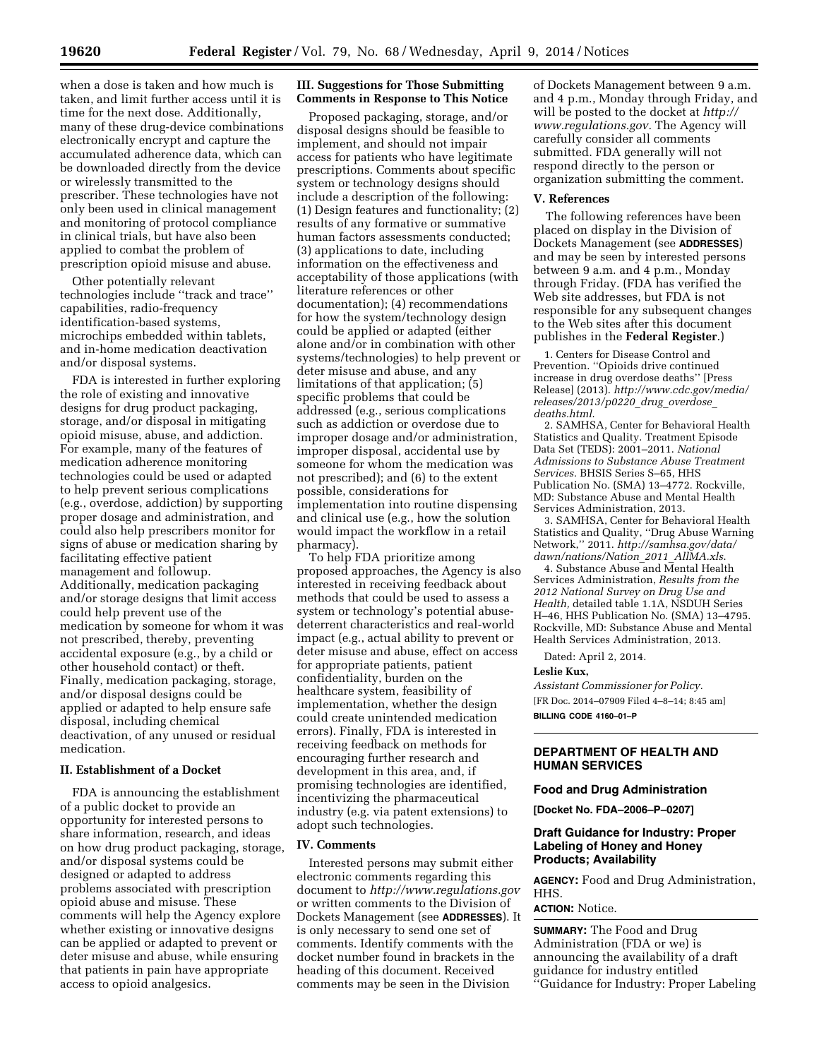when a dose is taken and how much is taken, and limit further access until it is time for the next dose. Additionally, many of these drug-device combinations electronically encrypt and capture the accumulated adherence data, which can be downloaded directly from the device or wirelessly transmitted to the prescriber. These technologies have not only been used in clinical management and monitoring of protocol compliance in clinical trials, but have also been applied to combat the problem of prescription opioid misuse and abuse.

Other potentially relevant technologies include "track and trace" capabilities, radio-frequency identification-based systems, microchips embedded within tablets, and in-home medication deactivation and/or disposal systems.

FDA is interested in further exploring the role of existing and innovative designs for drug product packaging, storage, and/or disposal in mitigating opioid misuse, abuse, and addiction. For example, many of the features of medication adherence monitoring technologies could be used or adapted to help prevent serious complications (e.g., overdose, addiction) by supporting proper dosage and administration, and could also help prescribers monitor for signs of abuse or medication sharing by facilitating effective patient management and followup. Additionally, medication packaging and/or storage designs that limit access could help prevent use of the medication by someone for whom it was not prescribed, thereby, preventing accidental exposure (e.g., by a child or other household contact) or theft. Finally, medication packaging, storage, and/or disposal designs could be applied or adapted to help ensure safe disposal, including chemical deactivation, of any unused or residual medication.

## II. Establishment of a Docket

FDA is announcing the establishment of a public docket to provide an opportunity for interested persons to share information, research, and ideas on how drug product packaging, storage, and/or disposal systems could be designed or adapted to address problems associated with prescription opioid abuse and misuse. These comments will help the Agency explore whether existing or innovative designs can be applied or adapted to prevent or deter misuse and abuse, while ensuring that patients in pain have appropriate access to opioid analgesics.

## III. Suggestions for Those Submitting Comments in Response to This Notice

Proposed packaging, storage, and/or disposal designs should be feasible to implement, and should not impair access for patients who have legitimate prescriptions. Comments about specific system or technology designs should include a description of the following: (1) Design features and functionality; (2) results of any formative or summative human factors assessments conducted; (3) applications to date, including information on the effectiveness and acceptability of those applications (with literature references or other documentation); (4) recommendations for how the system/technology design could be applied or adapted (either alone and/or in combination with other systems/technologies) to help prevent or deter misuse and abuse, and any limitations of that application; (5) specific problems that could be addressed (e.g., serious complications such as addiction or overdose due to improper dosage and/or administration, improper disposal, accidental use by someone for whom the medication was not prescribed); and (6) to the extent possible, considerations for implementation into routine dispensing and clinical use (e.g., how the solution would impact the workflow in a retail pharmacy).

To help FDA prioritize among proposed approaches, the Agency is also interested in receiving feedback about methods that could be used to assess a system or technology's potential abuse-deterrent characteristics and real-world impact (e.g., actual ability to prevent or deter misuse and abuse, effect on access for appropriate patients, patient confidentiality, burden on the healthcare system, feasibility of implementation, whether the design could create unintended medication errors). Finally, FDA is interested in receiving feedback on methods for encouraging further research and development in this area, and, if promising technologies are identified, incentivizing the pharmaceutical industry (e.g. via patent extensions) to adopt such technologies.

## IV. Comments

Interested persons may submit either electronic comments regarding this document to *http://www.regulations.gov* or written comments to the Division of Dockets Management (see **ADDRESSES**). It is only necessary to send one set of comments. Identify comments with the docket number found in brackets in the heading of this document. Received comments may be seen in the Division of Dockets Management between 9 a.m. and 4 p.m., Monday through Friday, and will be posted to the docket at *http://www.regulations.gov*. The Agency will carefully consider all comments submitted. FDA generally will not respond directly to the person or organization submitting the comment.

## V. References

The following references have been placed on display in the Division of Dockets Management (see **ADDRESSES**) and may be seen by interested persons between 9 a.m. and 4 p.m., Monday through Friday. (FDA has verified the Web site addresses, but FDA is not responsible for any subsequent changes to the Web sites after this document publishes in the **Federal Register**.)

1. Centers for Disease Control and Prevention. "Opioids drive continued increase in drug overdose deaths" [Press Release] (2013). *http://www.cdc.gov/media/releases/2013/p0220_drug_overdose_deaths.html*.
2. SAMHSA, Center for Behavioral Health Statistics and Quality. Treatment Episode Data Set (TEDS): 2001–2011. *National Admissions to Substance Abuse Treatment Services.* BHSIS Series S–65, HHS Publication No. (SMA) 13–4772. Rockville, MD: Substance Abuse and Mental Health Services Administration, 2013.
3. SAMHSA, Center for Behavioral Health Statistics and Quality, "Drug Abuse Warning Network," 2011. *http://samhsa.gov/data/dawn/nations/Nation_2011_AllMA.xls*.
4. Substance Abuse and Mental Health Services Administration, *Results from the 2012 National Survey on Drug Use and Health,* detailed table 1.1A, NSDUH Series H–46, HHS Publication No. (SMA) 13–4795. Rockville, MD: Substance Abuse and Mental Health Services Administration, 2013.

Dated: April 2, 2014.

**Leslie Kux,**

*Assistant Commissioner for Policy.*

[FR Doc. 2014–07909 Filed 4–8–14; 8:45 am]

**BILLING CODE 4160–01–P**

---

## DEPARTMENT OF HEALTH AND HUMAN SERVICES

### Food and Drug Administration

**[Docket No. FDA–2006–P–0207]**

### Draft Guidance for Industry: Proper Labeling of Honey and Honey Products; Availability

**AGENCY:** Food and Drug Administration, HHS.

**ACTION:** Notice.

**SUMMARY:** The Food and Drug Administration (FDA or we) is announcing the availability of a draft guidance for industry entitled "Guidance for Industry: Proper Labeling